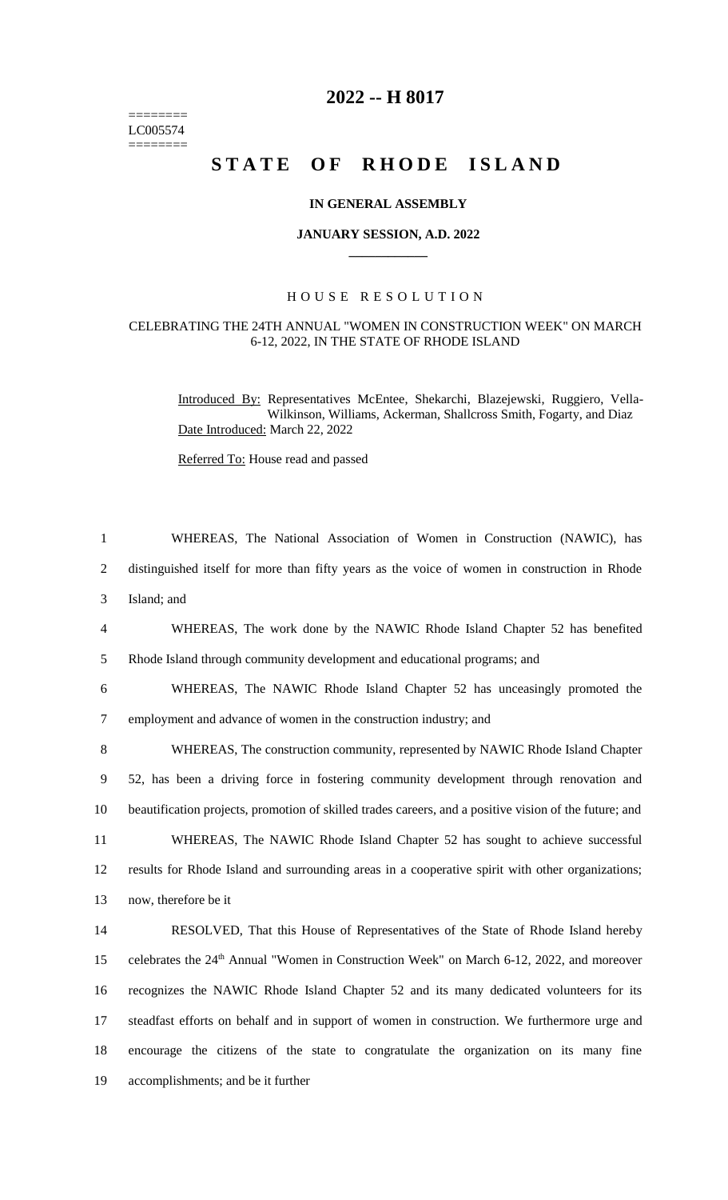========
LC005574
========

# 2022 -- H 8017

# STATE OF RHODE ISLAND

### IN GENERAL ASSEMBLY

### JANUARY SESSION, A.D. 2022

## HOUSE RESOLUTION

### CELEBRATING THE 24TH ANNUAL "WOMEN IN CONSTRUCTION WEEK" ON MARCH 6-12, 2022, IN THE STATE OF RHODE ISLAND

Introduced By: Representatives McEntee, Shekarchi, Blazejewski, Ruggiero, Vella-Wilkinson, Williams, Ackerman, Shallcross Smith, Fogarty, and Diaz

Date Introduced: March 22, 2022

Referred To: House read and passed

1 WHEREAS, The National Association of Women in Construction (NAWIC), has
2 distinguished itself for more than fifty years as the voice of women in construction in Rhode
3 Island; and

4 WHEREAS, The work done by the NAWIC Rhode Island Chapter 52 has benefited
5 Rhode Island through community development and educational programs; and

6 WHEREAS, The NAWIC Rhode Island Chapter 52 has unceasingly promoted the
7 employment and advance of women in the construction industry; and

8 WHEREAS, The construction community, represented by NAWIC Rhode Island Chapter
9 52, has been a driving force in fostering community development through renovation and
10 beautification projects, promotion of skilled trades careers, and a positive vision of the future; and

11 WHEREAS, The NAWIC Rhode Island Chapter 52 has sought to achieve successful
12 results for Rhode Island and surrounding areas in a cooperative spirit with other organizations;
13 now, therefore be it

14 RESOLVED, That this House of Representatives of the State of Rhode Island hereby
15 celebrates the 24th Annual "Women in Construction Week" on March 6-12, 2022, and moreover
16 recognizes the NAWIC Rhode Island Chapter 52 and its many dedicated volunteers for its
17 steadfast efforts on behalf and in support of women in construction. We furthermore urge and
18 encourage the citizens of the state to congratulate the organization on its many fine
19 accomplishments; and be it further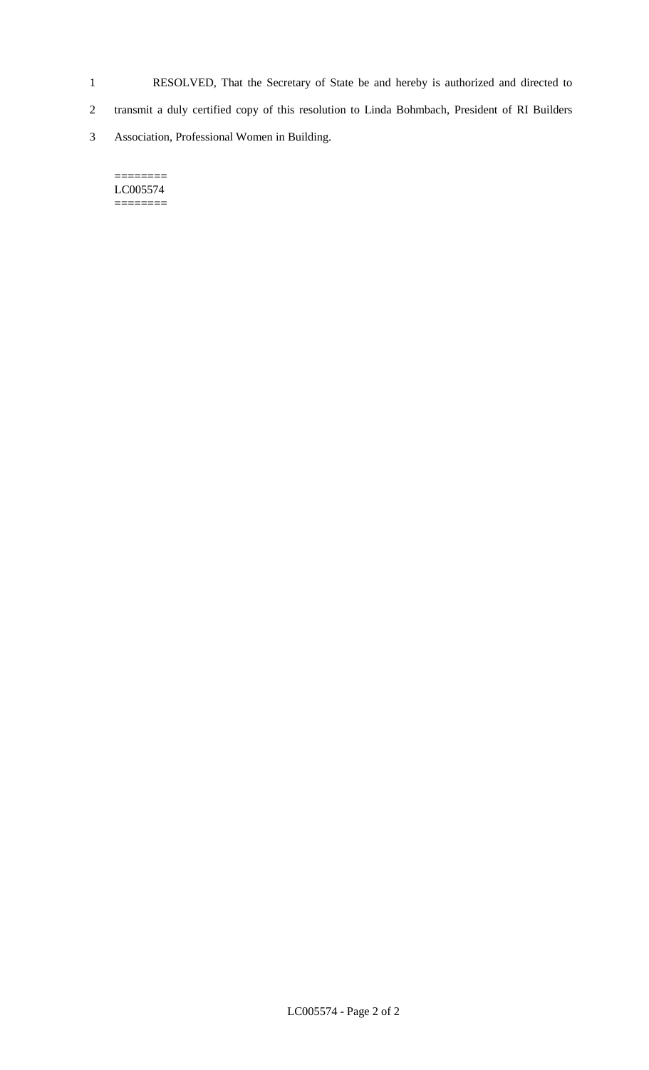RESOLVED, That the Secretary of State be and hereby is authorized and directed to transmit a duly certified copy of this resolution to Linda Bohmbach, President of RI Builders Association, Professional Women in Building.

========
LC005574
========